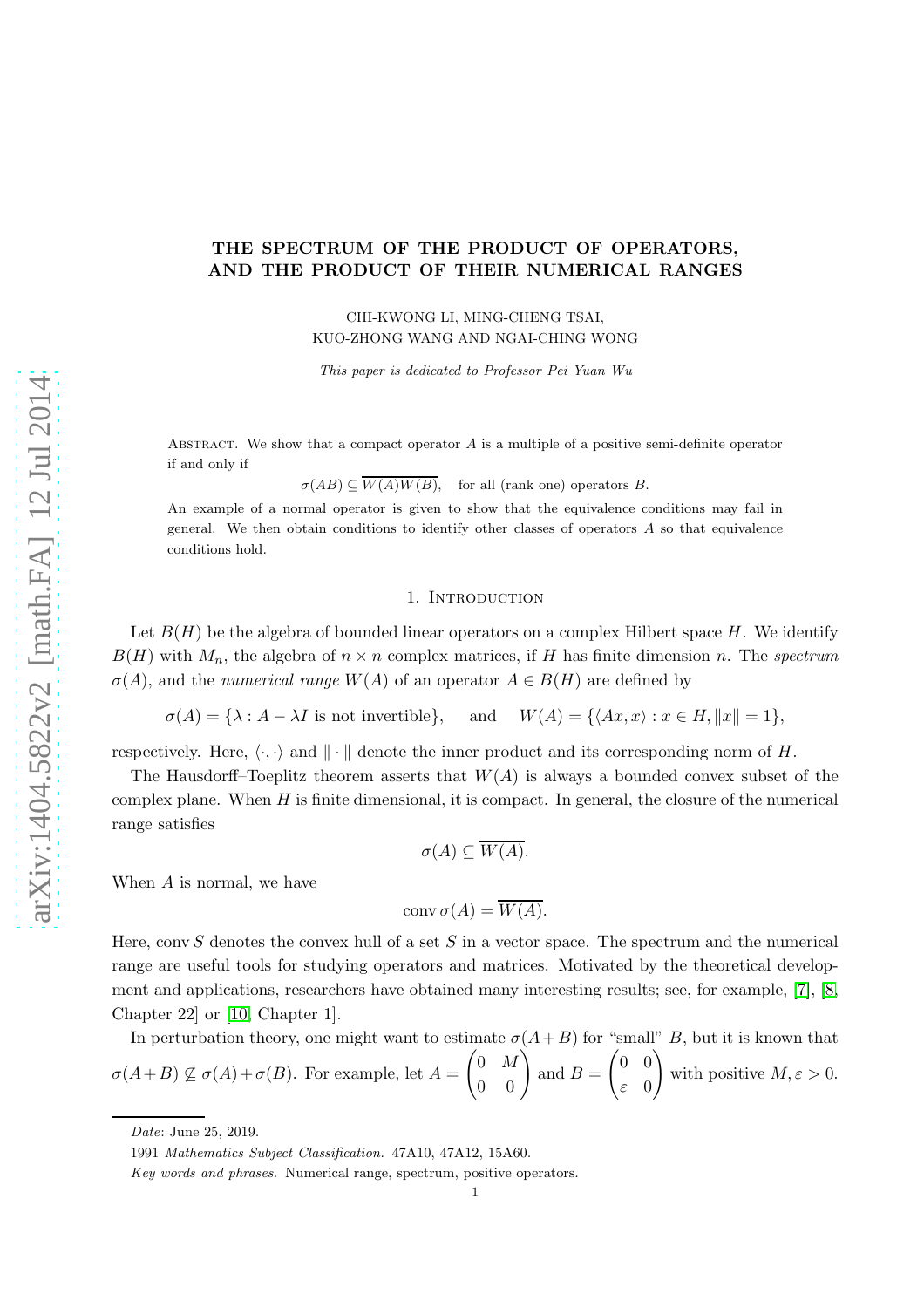# THE SPECTRUM OF THE PRODUCT OF OPERATORS, AND THE PRODUCT OF THEIR NUMERICAL RANGES

CHI-KWONG LI, MING-CHENG TSAI, KUO-ZHONG WANG AND NGAI-CHING WONG

*This paper is dedicated to Professor Pei Yuan Wu*

Abstract. We show that a compact operator $A$ is a multiple of a positive semi-definite operator if and only if

$$\sigma(AB) \subseteq \overline{W(A)W(B)}, \quad \text{for all (rank one) operators } B.$$

An example of a normal operator is given to show that the equivalence conditions may fail in general. We then obtain conditions to identify other classes of operators $A$ so that equivalence conditions hold.

## 1. Introduction

Let $B(H)$ be the algebra of bounded linear operators on a complex Hilbert space $H$. We identify $B(H)$ with $M_n$, the algebra of $n \times n$ complex matrices, if $H$ has finite dimension $n$. The *spectrum* $\sigma(A)$, and the *numerical range* $W(A)$ of an operator $A \in B(H)$ are defined by

$$\sigma(A) = \{\lambda : A - \lambda I \text{ is not invertible}\}, \quad \text{and} \quad W(A) = \{\langle Ax, x\rangle : x \in H, \|x\| = 1\},$$

respectively. Here, $\langle \cdot, \cdot \rangle$ and $\| \cdot \|$ denote the inner product and its corresponding norm of $H$.

The Hausdorff–Toeplitz theorem asserts that $W(A)$ is always a bounded convex subset of the complex plane. When $H$ is finite dimensional, it is compact. In general, the closure of the numerical range satisfies

$$\sigma(A) \subseteq \overline{W(A)}.$$

When $A$ is normal, we have

$$\operatorname{conv} \sigma(A) = \overline{W(A)}.$$

Here, $\operatorname{conv} S$ denotes the convex hull of a set $S$ in a vector space. The spectrum and the numerical range are useful tools for studying operators and matrices. Motivated by the theoretical development and applications, researchers have obtained many interesting results; see, for example, [7], [8, Chapter 22] or [10, Chapter 1].

In perturbation theory, one might want to estimate $\sigma(A+B)$ for "small" $B$, but it is known that $\sigma(A+B) \not\subseteq \sigma(A)+\sigma(B)$. For example, let $A = \begin{pmatrix} 0 & M \\ 0 & 0 \end{pmatrix}$ and $B = \begin{pmatrix} 0 & 0 \\ \varepsilon & 0 \end{pmatrix}$ with positive $M, \varepsilon > 0$.

*Date*: June 25, 2019.

1991 *Mathematics Subject Classification.* 47A10, 47A12, 15A60.

*Key words and phrases.* Numerical range, spectrum, positive operators.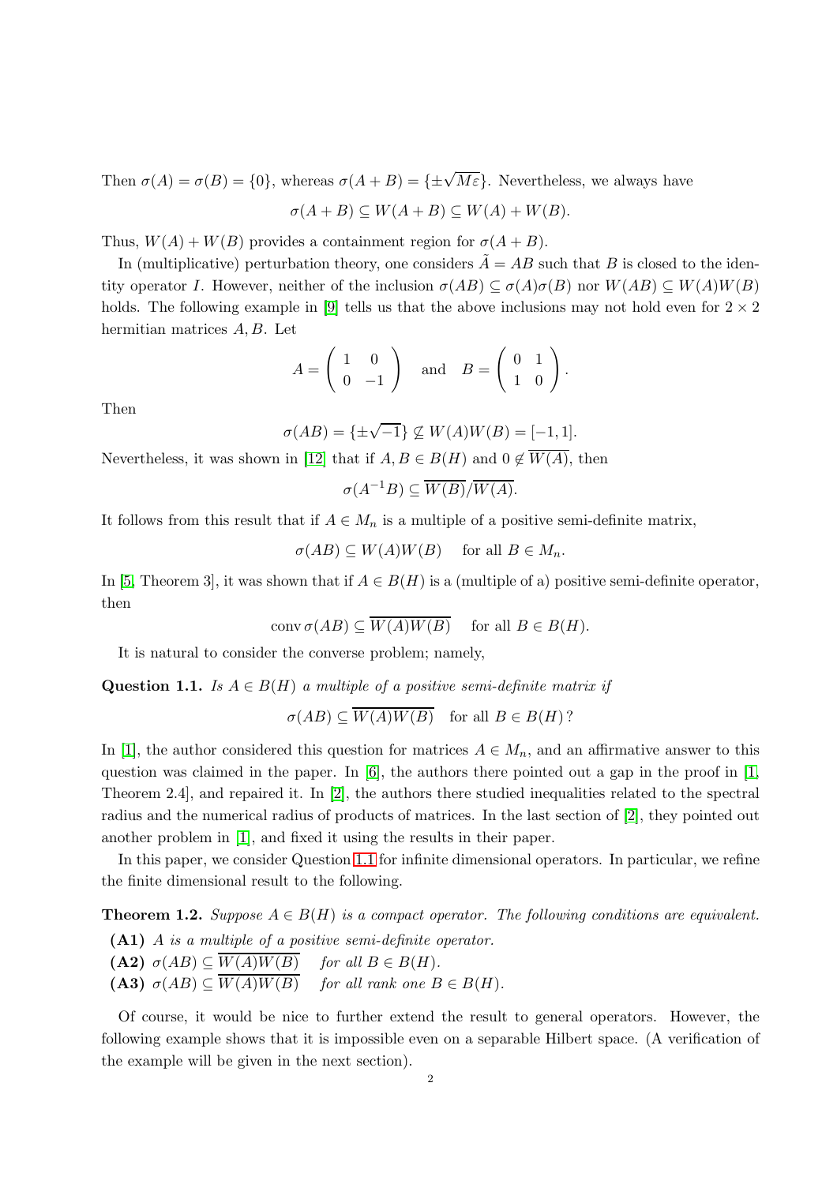Then $\sigma(A) = \sigma(B) = \{0\}$, whereas $\sigma(A+B) = \{\pm\sqrt{M\varepsilon}\}$. Nevertheless, we always have

$$\sigma(A+B) \subseteq W(A+B) \subseteq W(A) + W(B).$$

Thus, $W(A) + W(B)$ provides a containment region for $\sigma(A+B)$.

In (multiplicative) perturbation theory, one considers $\tilde{A} = AB$ such that $B$ is closed to the identity operator $I$. However, neither of the inclusion $\sigma(AB) \subseteq \sigma(A)\sigma(B)$ nor $W(AB) \subseteq W(A)W(B)$ holds. The following example in [9] tells us that the above inclusions may not hold even for $2 \times 2$ hermitian matrices $A, B$. Let

$$A = \begin{pmatrix} 1 & 0 \\ 0 & -1 \end{pmatrix} \quad \text{and} \quad B = \begin{pmatrix} 0 & 1 \\ 1 & 0 \end{pmatrix}.$$

Then

$$\sigma(AB) = \{\pm\sqrt{-1}\} \not\subseteq W(A)W(B) = [-1, 1].$$

Nevertheless, it was shown in [12] that if $A, B \in B(H)$ and $0 \notin \overline{W(A)}$, then

$$\sigma(A^{-1}B) \subseteq \overline{W(B)}/\overline{W(A)}.$$

It follows from this result that if $A \in M_n$ is a multiple of a positive semi-definite matrix,

$$\sigma(AB) \subseteq W(A)W(B) \quad \text{for all } B \in M_n.$$

In [5, Theorem 3], it was shown that if $A \in B(H)$ is a (multiple of a) positive semi-definite operator, then

$$\operatorname{conv} \sigma(AB) \subseteq \overline{W(A)W(B)} \quad \text{for all } B \in B(H).$$

It is natural to consider the converse problem; namely,

**Question 1.1.** *Is $A \in B(H)$ a multiple of a positive semi-definite matrix if*

$$\sigma(AB) \subseteq \overline{W(A)W(B)} \quad \text{for all } B \in B(H)\,?$$

In [1], the author considered this question for matrices $A \in M_n$, and an affirmative answer to this question was claimed in the paper. In [6], the authors there pointed out a gap in the proof in [1, Theorem 2.4], and repaired it. In [2], the authors there studied inequalities related to the spectral radius and the numerical radius of products of matrices. In the last section of [2], they pointed out another problem in [1], and fixed it using the results in their paper.

In this paper, we consider Question 1.1 for infinite dimensional operators. In particular, we refine the finite dimensional result to the following.

**Theorem 1.2.** *Suppose $A \in B(H)$ is a compact operator. The following conditions are equivalent.*

- **(A1)** *$A$ is a multiple of a positive semi-definite operator.*
- **(A2)** $\sigma(AB) \subseteq \overline{W(A)W(B)}$ *for all $B \in B(H)$.*
- **(A3)** $\sigma(AB) \subseteq \overline{W(A)W(B)}$ *for all rank one $B \in B(H)$.*

Of course, it would be nice to further extend the result to general operators. However, the following example shows that it is impossible even on a separable Hilbert space. (A verification of the example will be given in the next section).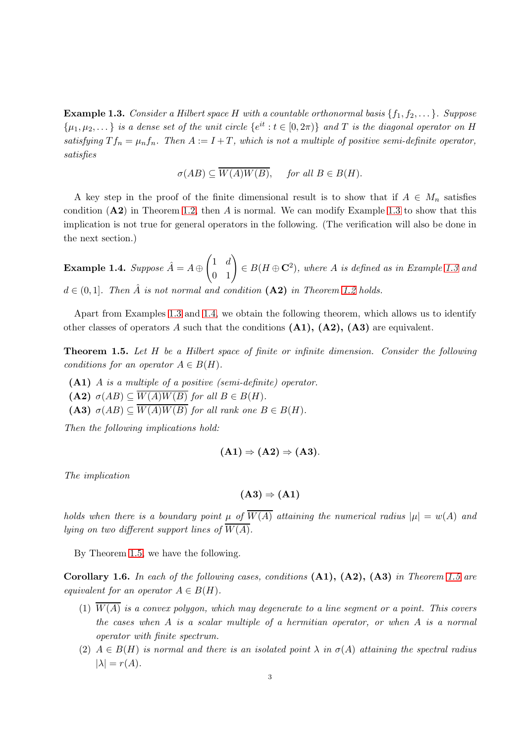**Example 1.3.** *Consider a Hilbert space $H$ with a countable orthonormal basis $\{f_1, f_2, \dots\}$. Suppose $\{\mu_1, \mu_2, \dots\}$ is a dense set of the unit circle $\{e^{it} : t \in [0, 2\pi)\}$ and $T$ is the diagonal operator on $H$ satisfying $Tf_n = \mu_n f_n$. Then $A := I + T$, which is not a multiple of positive semi-definite operator, satisfies*

$$\sigma(AB) \subseteq \overline{W(A)W(B)}, \quad \text{for all } B \in B(H).$$

A key step in the proof of the finite dimensional result is to show that if $A \in M_n$ satisfies condition **(A2)** in Theorem 1.2, then $A$ is normal. We can modify Example 1.3 to show that this implication is not true for general operators in the following. (The verification will also be done in the next section.)

**Example 1.4.** *Suppose $\hat{A} = A \oplus \begin{pmatrix} 1 & d \\ 0 & 1 \end{pmatrix} \in B(H \oplus \mathbf{C}^2)$, where $A$ is defined as in Example 1.3 and $d \in (0, 1]$. Then $\hat{A}$ is not normal and condition* **(A2)** *in Theorem 1.2 holds.*

Apart from Examples 1.3 and 1.4, we obtain the following theorem, which allows us to identify other classes of operators $A$ such that the conditions **(A1), (A2), (A3)** are equivalent.

**Theorem 1.5.** *Let $H$ be a Hilbert space of finite or infinite dimension. Consider the following conditions for an operator $A \in B(H)$.*

- **(A1)** *$A$ is a multiple of a positive (semi-definite) operator.*
- **(A2)** *$\sigma(AB) \subseteq \overline{W(A)W(B)}$ for all $B \in B(H)$.*
- **(A3)** *$\sigma(AB) \subseteq \overline{W(A)W(B)}$ for all rank one $B \in B(H)$.*

*Then the following implications hold:*

$$\textbf{(A1)} \Rightarrow \textbf{(A2)} \Rightarrow \textbf{(A3)}.$$

*The implication*

$$\textbf{(A3)} \Rightarrow \textbf{(A1)}$$

*holds when there is a boundary point $\mu$ of $\overline{W(A)}$ attaining the numerical radius $|\mu| = w(A)$ and lying on two different support lines of $\overline{W(A)}$.*

By Theorem 1.5, we have the following.

**Corollary 1.6.** *In each of the following cases, conditions* **(A1), (A2), (A3)** *in Theorem 1.5 are equivalent for an operator $A \in B(H)$.*

1. *$\overline{W(A)}$ is a convex polygon, which may degenerate to a line segment or a point. This covers the cases when $A$ is a scalar multiple of a hermitian operator, or when $A$ is a normal operator with finite spectrum.*
2. *$A \in B(H)$ is normal and there is an isolated point $\lambda$ in $\sigma(A)$ attaining the spectral radius $|\lambda| = r(A)$.*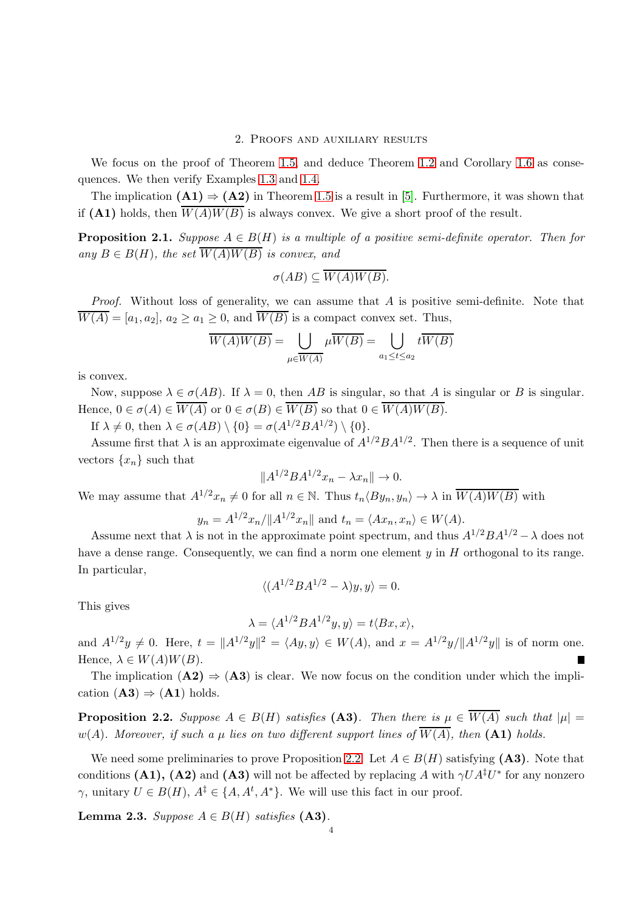## 2. Proofs and auxiliary results

We focus on the proof of Theorem 1.5, and deduce Theorem 1.2 and Corollary 1.6 as consequences. We then verify Examples 1.3 and 1.4.

The implication **(A1)** $\Rightarrow$ **(A2)** in Theorem 1.5 is a result in [5]. Furthermore, it was shown that if **(A1)** holds, then $\overline{W(A)W(B)}$ is always convex. We give a short proof of the result.

**Proposition 2.1.** *Suppose $A \in B(H)$ is a multiple of a positive semi-definite operator. Then for any $B \in B(H)$, the set $\overline{W(A)W(B)}$ is convex, and*

$$\sigma(AB) \subseteq \overline{W(A)W(B)}.$$

*Proof.* Without loss of generality, we can assume that $A$ is positive semi-definite. Note that $\overline{W(A)} = [a_1, a_2]$, $a_2 \geq a_1 \geq 0$, and $\overline{W(B)}$ is a compact convex set. Thus,

$$\overline{W(A)W(B)} = \bigcup_{\mu \in \overline{W(A)}} \mu \overline{W(B)} = \bigcup_{a_1 \leq t \leq a_2} t\overline{W(B)}$$

is convex.

Now, suppose $\lambda \in \sigma(AB)$. If $\lambda = 0$, then $AB$ is singular, so that $A$ is singular or $B$ is singular. Hence, $0 \in \sigma(A) \in \overline{W(A)}$ or $0 \in \sigma(B) \in \overline{W(B)}$ so that $0 \in \overline{W(A)W(B)}$.

If $\lambda \neq 0$, then $\lambda \in \sigma(AB) \setminus \{0\} = \sigma(A^{1/2}BA^{1/2}) \setminus \{0\}$.

Assume first that $\lambda$ is an approximate eigenvalue of $A^{1/2}BA^{1/2}$. Then there is a sequence of unit vectors $\{x_n\}$ such that

$$\|A^{1/2}BA^{1/2}x_n - \lambda x_n\| \to 0.$$

We may assume that $A^{1/2}x_n \neq 0$ for all $n \in \mathbb{N}$. Thus $t_n\langle By_n, y_n\rangle \to \lambda$ in $\overline{W(A)W(B)}$ with

$$y_n = A^{1/2}x_n/\|A^{1/2}x_n\| \text{ and } t_n = \langle Ax_n, x_n\rangle \in W(A).$$

Assume next that $\lambda$ is not in the approximate point spectrum, and thus $A^{1/2}BA^{1/2} - \lambda$ does not have a dense range. Consequently, we can find a norm one element $y$ in $H$ orthogonal to its range. In particular,

$$\langle (A^{1/2}BA^{1/2} - \lambda)y, y\rangle = 0.$$

This gives

$$\lambda = \langle A^{1/2}BA^{1/2}y, y\rangle = t\langle Bx, x\rangle,$$

and $A^{1/2}y \neq 0$. Here, $t = \|A^{1/2}y\|^2 = \langle Ay, y\rangle \in W(A)$, and $x = A^{1/2}y/\|A^{1/2}y\|$ is of norm one. Hence, $\lambda \in W(A)W(B)$. ∎

The implication (**A2**) $\Rightarrow$ (**A3**) is clear. We now focus on the condition under which the implication (**A3**) $\Rightarrow$ (**A1**) holds.

**Proposition 2.2.** *Suppose $A \in B(H)$ satisfies* **(A3)**. *Then there is $\mu \in \overline{W(A)}$ such that $|\mu| = w(A)$. Moreover, if such a $\mu$ lies on two different support lines of $\overline{W(A)}$, then* **(A1)** *holds.*

We need some preliminaries to prove Proposition 2.2. Let $A \in B(H)$ satisfying **(A3)**. Note that conditions **(A1), (A2)** and **(A3)** will not be affected by replacing $A$ with $\gamma UA^{\ddagger}U^*$ for any nonzero $\gamma$, unitary $U \in B(H)$, $A^{\ddagger} \in \{A, A^t, A^*\}$. We will use this fact in our proof.

**Lemma 2.3.** *Suppose $A \in B(H)$ satisfies* **(A3)**.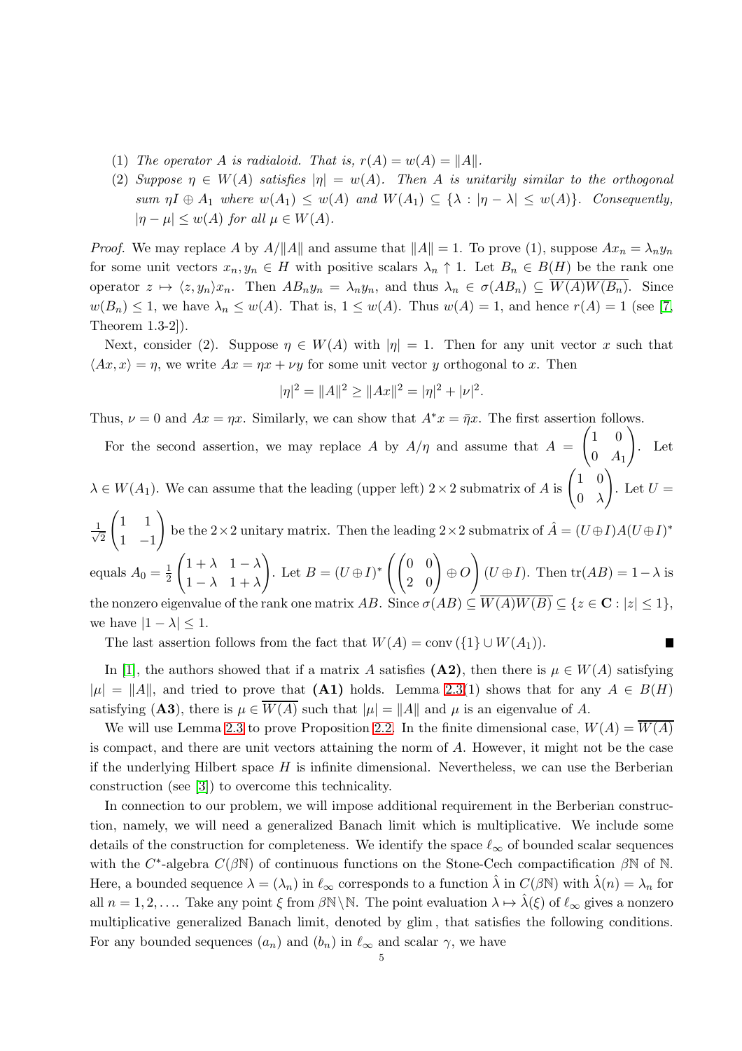(1) *The operator $A$ is radialoid. That is, $r(A) = w(A) = \|A\|$.*

(2) *Suppose $\eta \in W(A)$ satisfies $|\eta| = w(A)$. Then $A$ is unitarily similar to the orthogonal sum $\eta I \oplus A_1$ where $w(A_1) \le w(A)$ and $W(A_1) \subseteq \{\lambda : |\eta - \lambda| \le w(A)\}$. Consequently, $|\eta - \mu| \le w(A)$ for all $\mu \in W(A)$.*

*Proof.* We may replace $A$ by $A/\|A\|$ and assume that $\|A\| = 1$. To prove (1), suppose $Ax_n = \lambda_n y_n$ for some unit vectors $x_n, y_n \in H$ with positive scalars $\lambda_n \uparrow 1$. Let $B_n \in B(H)$ be the rank one operator $z \mapsto \langle z, y_n\rangle x_n$. Then $AB_n y_n = \lambda_n y_n$, and thus $\lambda_n \in \sigma(AB_n) \subseteq \overline{W(A)W(B_n)}$. Since $w(B_n) \le 1$, we have $\lambda_n \le w(A)$. That is, $1 \le w(A)$. Thus $w(A) = 1$, and hence $r(A) = 1$ (see [7, Theorem 1.3-2]).

Next, consider (2). Suppose $\eta \in W(A)$ with $|\eta| = 1$. Then for any unit vector $x$ such that $\langle Ax, x\rangle = \eta$, we write $Ax = \eta x + \nu y$ for some unit vector $y$ orthogonal to $x$. Then

$$|\eta|^2 = \|A\|^2 \ge \|Ax\|^2 = |\eta|^2 + |\nu|^2.$$

Thus, $\nu = 0$ and $Ax = \eta x$. Similarly, we can show that $A^*x = \bar{\eta}x$. The first assertion follows.

For the second assertion, we may replace $A$ by $A/\eta$ and assume that $A = \begin{pmatrix} 1 & 0 \\ 0 & A_1 \end{pmatrix}$. Let $\lambda \in W(A_1)$. We can assume that the leading (upper left) $2 \times 2$ submatrix of $A$ is $\begin{pmatrix} 1 & 0 \\ 0 & \lambda \end{pmatrix}$. Let $U = \frac{1}{\sqrt{2}}\begin{pmatrix} 1 & 1 \\ 1 & -1 \end{pmatrix}$ be the $2 \times 2$ unitary matrix. Then the leading $2 \times 2$ submatrix of $\hat{A} = (U \oplus I)A(U \oplus I)^*$ equals $A_0 = \frac{1}{2}\begin{pmatrix} 1+\lambda & 1-\lambda \\ 1-\lambda & 1+\lambda \end{pmatrix}$. Let $B = (U \oplus I)^* \left( \begin{pmatrix} 0 & 0 \\ 2 & 0 \end{pmatrix} \oplus O \right)(U \oplus I)$. Then $\mathrm{tr}(AB) = 1 - \lambda$ is the nonzero eigenvalue of the rank one matrix $AB$. Since $\sigma(AB) \subseteq \overline{W(A)W(B)} \subseteq \{z \in \mathbf{C} : |z| \le 1\}$, we have $|1 - \lambda| \le 1$.

The last assertion follows from the fact that $W(A) = \mathrm{conv}(\{1\} \cup W(A_1))$. ■

In [1], the authors showed that if a matrix $A$ satisfies **(A2)**, then there is $\mu \in W(A)$ satisfying $|\mu| = \|A\|$, and tried to prove that **(A1)** holds. Lemma 2.3(1) shows that for any $A \in B(H)$ satisfying (**A3**), there is $\mu \in \overline{W(A)}$ such that $|\mu| = \|A\|$ and $\mu$ is an eigenvalue of $A$.

We will use Lemma 2.3 to prove Proposition 2.2. In the finite dimensional case, $W(A) = \overline{W(A)}$ is compact, and there are unit vectors attaining the norm of $A$. However, it might not be the case if the underlying Hilbert space $H$ is infinite dimensional. Nevertheless, we can use the Berberian construction (see [3]) to overcome this technicality.

In connection to our problem, we will impose additional requirement in the Berberian construction, namely, we will need a generalized Banach limit which is multiplicative. We include some details of the construction for completeness. We identify the space $\ell_\infty$ of bounded scalar sequences with the $C^*$-algebra $C(\beta\mathbb{N})$ of continuous functions on the Stone-Cech compactification $\beta\mathbb{N}$ of $\mathbb{N}$. Here, a bounded sequence $\lambda = (\lambda_n)$ in $\ell_\infty$ corresponds to a function $\hat{\lambda}$ in $C(\beta\mathbb{N})$ with $\hat{\lambda}(n) = \lambda_n$ for all $n = 1, 2, \ldots$. Take any point $\xi$ from $\beta\mathbb{N}\backslash\mathbb{N}$. The point evaluation $\lambda \mapsto \hat{\lambda}(\xi)$ of $\ell_\infty$ gives a nonzero multiplicative generalized Banach limit, denoted by $\mathrm{glim}$, that satisfies the following conditions. For any bounded sequences $(a_n)$ and $(b_n)$ in $\ell_\infty$ and scalar $\gamma$, we have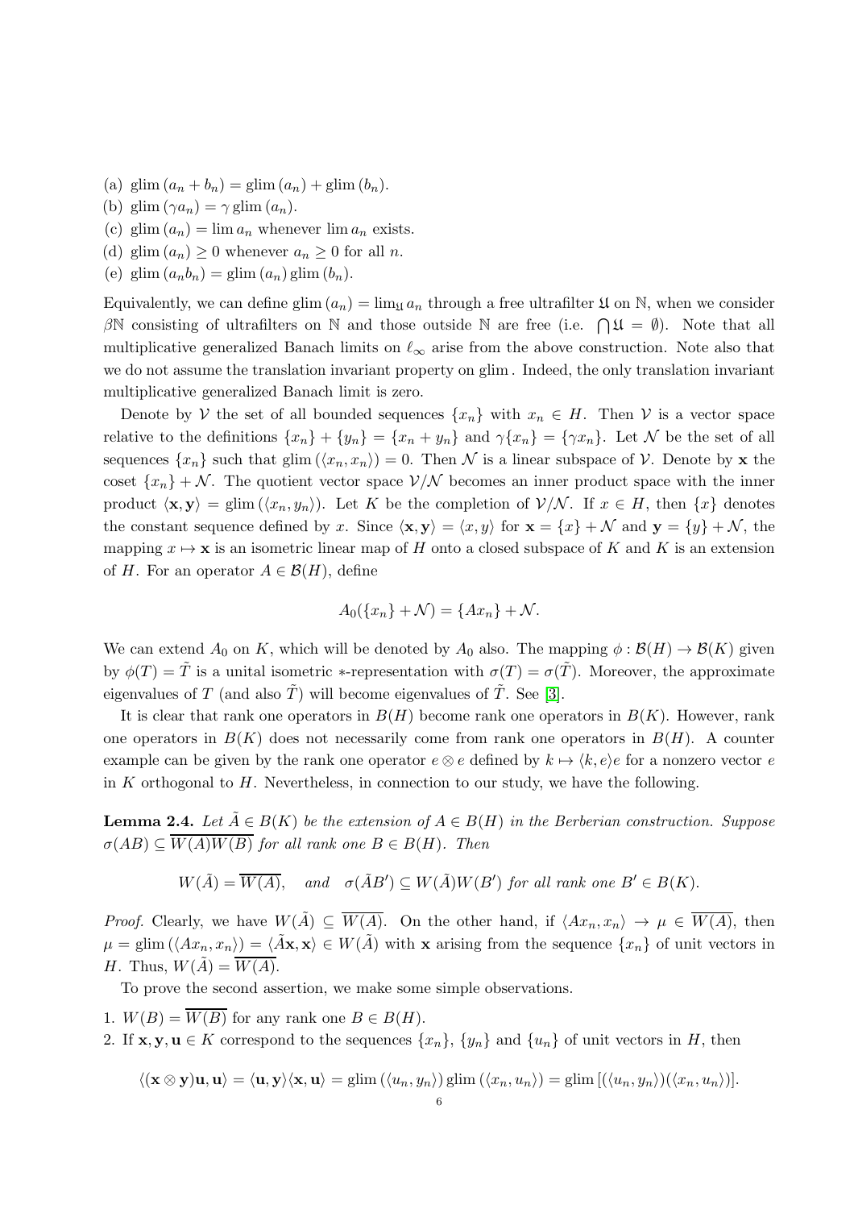(a) $\operatorname{glim}(a_n + b_n) = \operatorname{glim}(a_n) + \operatorname{glim}(b_n)$.

(b) $\operatorname{glim}(\gamma a_n) = \gamma \operatorname{glim}(a_n)$.

(c) $\operatorname{glim}(a_n) = \lim a_n$ whenever $\lim a_n$ exists.

(d) $\operatorname{glim}(a_n) \geq 0$ whenever $a_n \geq 0$ for all $n$.

(e) $\operatorname{glim}(a_n b_n) = \operatorname{glim}(a_n) \operatorname{glim}(b_n)$.

Equivalently, we can define $\operatorname{glim}(a_n) = \lim_{\mathfrak{U}} a_n$ through a free ultrafilter $\mathfrak{U}$ on $\mathbb{N}$, when we consider $\beta\mathbb{N}$ consisting of ultrafilters on $\mathbb{N}$ and those outside $\mathbb{N}$ are free (i.e. $\bigcap \mathfrak{U} = \emptyset$). Note that all multiplicative generalized Banach limits on $\ell_\infty$ arise from the above construction. Note also that we do not assume the translation invariant property on glim. Indeed, the only translation invariant multiplicative generalized Banach limit is zero.

Denote by $\mathcal{V}$ the set of all bounded sequences $\{x_n\}$ with $x_n \in H$. Then $\mathcal{V}$ is a vector space relative to the definitions $\{x_n\} + \{y_n\} = \{x_n + y_n\}$ and $\gamma\{x_n\} = \{\gamma x_n\}$. Let $\mathcal{N}$ be the set of all sequences $\{x_n\}$ such that $\operatorname{glim}(\langle x_n, x_n\rangle) = 0$. Then $\mathcal{N}$ is a linear subspace of $\mathcal{V}$. Denote by $\mathbf{x}$ the coset $\{x_n\} + \mathcal{N}$. The quotient vector space $\mathcal{V}/\mathcal{N}$ becomes an inner product space with the inner product $\langle \mathbf{x}, \mathbf{y}\rangle = \operatorname{glim}(\langle x_n, y_n\rangle)$. Let $K$ be the completion of $\mathcal{V}/\mathcal{N}$. If $x \in H$, then $\{x\}$ denotes the constant sequence defined by $x$. Since $\langle \mathbf{x}, \mathbf{y}\rangle = \langle x, y\rangle$ for $\mathbf{x} = \{x\} + \mathcal{N}$ and $\mathbf{y} = \{y\} + \mathcal{N}$, the mapping $x \mapsto \mathbf{x}$ is an isometric linear map of $H$ onto a closed subspace of $K$ and $K$ is an extension of $H$. For an operator $A \in \mathcal{B}(H)$, define

$$A_0(\{x_n\} + \mathcal{N}) = \{Ax_n\} + \mathcal{N}.$$

We can extend $A_0$ on $K$, which will be denoted by $A_0$ also. The mapping $\phi : \mathcal{B}(H) \to \mathcal{B}(K)$ given by $\phi(T) = \tilde{T}$ is a unital isometric $*$-representation with $\sigma(T) = \sigma(\tilde{T})$. Moreover, the approximate eigenvalues of $T$ (and also $\tilde{T}$) will become eigenvalues of $\tilde{T}$. See [3].

It is clear that rank one operators in $B(H)$ become rank one operators in $B(K)$. However, rank one operators in $B(K)$ does not necessarily come from rank one operators in $B(H)$. A counter example can be given by the rank one operator $e \otimes e$ defined by $k \mapsto \langle k, e\rangle e$ for a nonzero vector $e$ in $K$ orthogonal to $H$. Nevertheless, in connection to our study, we have the following.

**Lemma 2.4.** *Let $\tilde{A} \in B(K)$ be the extension of $A \in B(H)$ in the Berberian construction. Suppose $\sigma(AB) \subseteq \overline{W(A)W(B)}$ for all rank one $B \in B(H)$. Then*

$$W(\tilde{A}) = \overline{W(A)}, \quad \textit{and} \quad \sigma(\tilde{A}B') \subseteq W(\tilde{A})W(B') \textit{ for all rank one } B' \in B(K).$$

*Proof.* Clearly, we have $W(\tilde{A}) \subseteq \overline{W(A)}$. On the other hand, if $\langle Ax_n, x_n\rangle \to \mu \in \overline{W(A)}$, then $\mu = \operatorname{glim}(\langle Ax_n, x_n\rangle) = \langle \tilde{A}\mathbf{x}, \mathbf{x}\rangle \in W(\tilde{A})$ with $\mathbf{x}$ arising from the sequence $\{x_n\}$ of unit vectors in $H$. Thus, $W(\tilde{A}) = \overline{W(A)}$.

To prove the second assertion, we make some simple observations.

1. $W(B) = \overline{W(B)}$ for any rank one $B \in B(H)$.
2. If $\mathbf{x}, \mathbf{y}, \mathbf{u} \in K$ correspond to the sequences $\{x_n\}$, $\{y_n\}$ and $\{u_n\}$ of unit vectors in $H$, then

$$\langle (\mathbf{x} \otimes \mathbf{y})\mathbf{u}, \mathbf{u}\rangle = \langle \mathbf{u}, \mathbf{y}\rangle\langle \mathbf{x}, \mathbf{u}\rangle = \operatorname{glim}(\langle u_n, y_n\rangle) \operatorname{glim}(\langle x_n, u_n\rangle) = \operatorname{glim}[(\langle u_n, y_n\rangle)(\langle x_n, u_n\rangle)].$$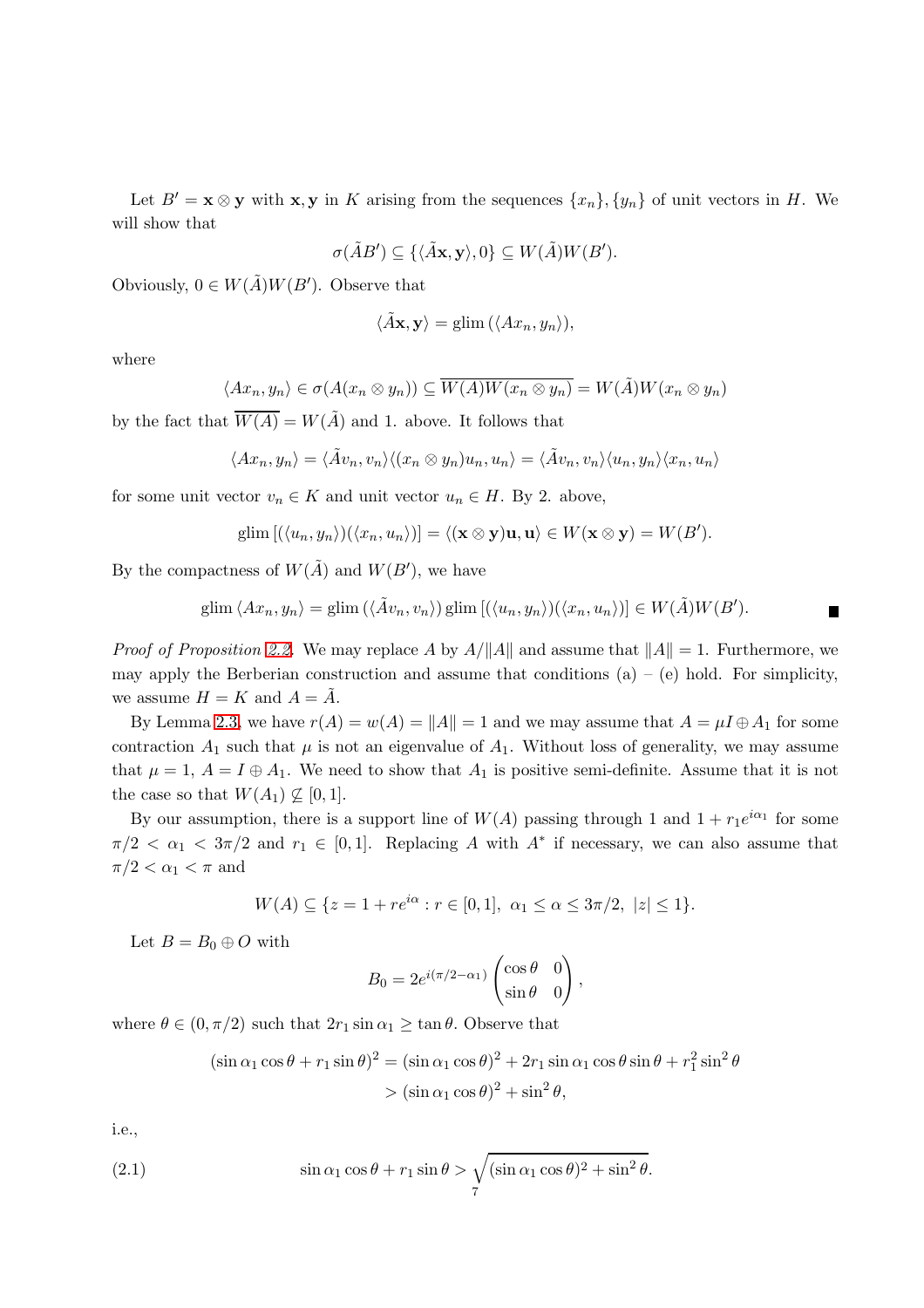Let $B' = \mathbf{x} \otimes \mathbf{y}$ with $\mathbf{x}, \mathbf{y}$ in $K$ arising from the sequences $\{x_n\}, \{y_n\}$ of unit vectors in $H$. We will show that

$$\sigma(\tilde{A}B') \subseteq \{\langle \tilde{A}\mathbf{x}, \mathbf{y}\rangle, 0\} \subseteq W(\tilde{A})W(B').$$

Obviously, $0 \in W(\tilde{A})W(B')$. Observe that

$$\langle \tilde{A}\mathbf{x}, \mathbf{y}\rangle = \operatorname{glim}\left(\langle Ax_n, y_n\rangle\right),$$

where

$$\langle Ax_n, y_n\rangle \in \sigma(A(x_n \otimes y_n)) \subseteq \overline{W(A)W(x_n \otimes y_n)} = W(\tilde{A})W(x_n \otimes y_n)$$

by the fact that $\overline{W(A)} = W(\tilde{A})$ and 1. above. It follows that

$$\langle Ax_n, y_n\rangle = \langle \tilde{A}v_n, v_n\rangle \langle (x_n \otimes y_n)u_n, u_n\rangle = \langle \tilde{A}v_n, v_n\rangle \langle u_n, y_n\rangle \langle x_n, u_n\rangle$$

for some unit vector $v_n \in K$ and unit vector $u_n \in H$. By 2. above,

$$\operatorname{glim}\left[(\langle u_n, y_n\rangle)(\langle x_n, u_n\rangle)\right] = \langle (\mathbf{x} \otimes \mathbf{y})\mathbf{u}, \mathbf{u}\rangle \in W(\mathbf{x} \otimes \mathbf{y}) = W(B').$$

By the compactness of $W(\tilde{A})$ and $W(B')$, we have

$$\operatorname{glim}\langle Ax_n, y_n\rangle = \operatorname{glim}\left(\langle \tilde{A}v_n, v_n\rangle\right) \operatorname{glim}\left[(\langle u_n, y_n\rangle)(\langle x_n, u_n\rangle)\right] \in W(\tilde{A})W(B'). \qquad \blacksquare$$

*Proof of Proposition 2.2.* We may replace $A$ by $A/\|A\|$ and assume that $\|A\| = 1$. Furthermore, we may apply the Berberian construction and assume that conditions (a) – (e) hold. For simplicity, we assume $H = K$ and $A = \tilde{A}$.

By Lemma 2.3, we have $r(A) = w(A) = \|A\| = 1$ and we may assume that $A = \mu I \oplus A_1$ for some contraction $A_1$ such that $\mu$ is not an eigenvalue of $A_1$. Without loss of generality, we may assume that $\mu = 1$, $A = I \oplus A_1$. We need to show that $A_1$ is positive semi-definite. Assume that it is not the case so that $W(A_1) \not\subseteq [0, 1]$.

By our assumption, there is a support line of $W(A)$ passing through 1 and $1 + r_1 e^{i\alpha_1}$ for some $\pi/2 < \alpha_1 < 3\pi/2$ and $r_1 \in [0, 1]$. Replacing $A$ with $A^*$ if necessary, we can also assume that $\pi/2 < \alpha_1 < \pi$ and

$$W(A) \subseteq \{z = 1 + re^{i\alpha} : r \in [0, 1],\ \alpha_1 \le \alpha \le 3\pi/2,\ |z| \le 1\}.$$

Let $B = B_0 \oplus O$ with

$$B_0 = 2e^{i(\pi/2 - \alpha_1)} \begin{pmatrix} \cos\theta & 0 \\ \sin\theta & 0 \end{pmatrix},$$

where $\theta \in (0, \pi/2)$ such that $2r_1 \sin\alpha_1 \ge \tan\theta$. Observe that

$$\begin{aligned}(\sin\alpha_1 \cos\theta + r_1 \sin\theta)^2 &= (\sin\alpha_1 \cos\theta)^2 + 2r_1 \sin\alpha_1 \cos\theta \sin\theta + r_1^2 \sin^2\theta \\ &> (\sin\alpha_1 \cos\theta)^2 + \sin^2\theta,\end{aligned}$$

i.e.,

$$\sin\alpha_1 \cos\theta + r_1 \sin\theta > \sqrt{(\sin\alpha_1 \cos\theta)^2 + \sin^2\theta}. \tag{2.1}$$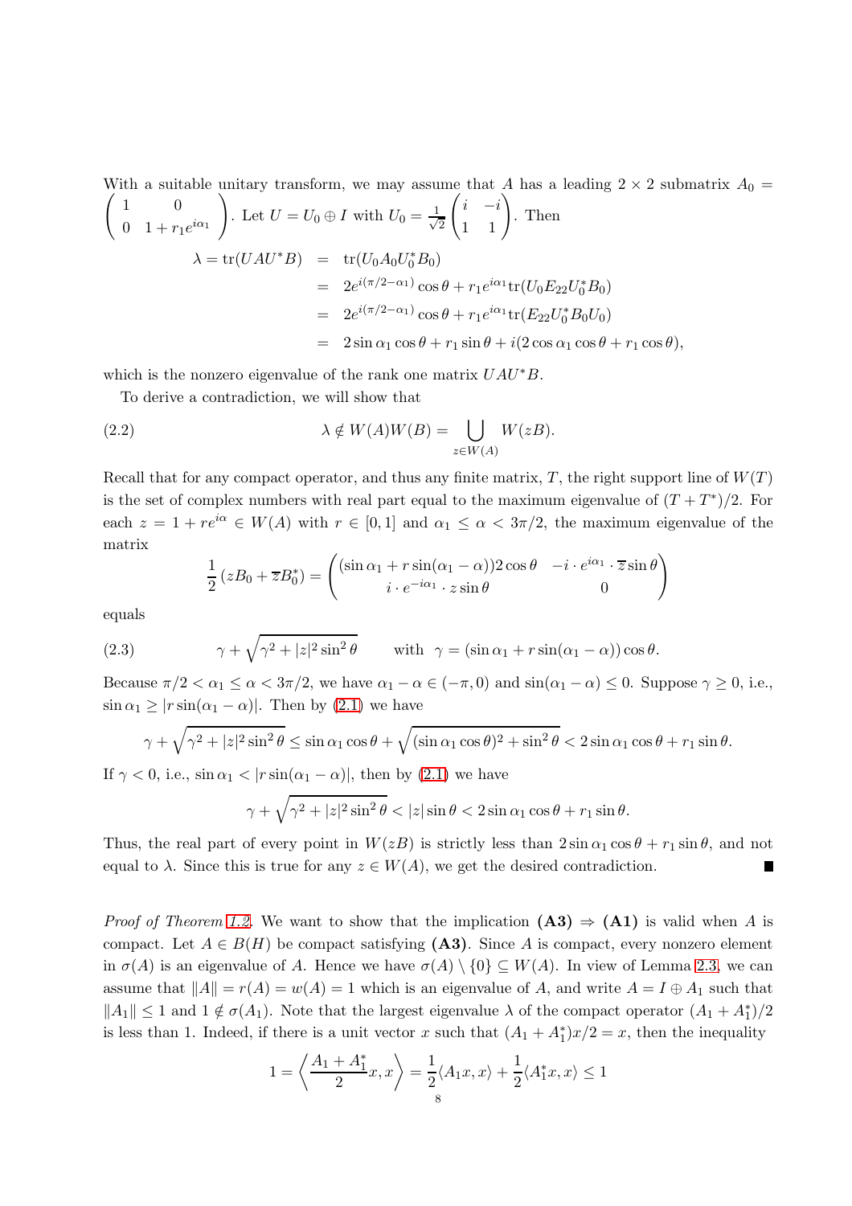With a suitable unitary transform, we may assume that $A$ has a leading $2 \times 2$ submatrix $A_0 = \begin{pmatrix} 1 & 0 \\ 0 & 1 + r_1 e^{i\alpha_1} \end{pmatrix}$. Let $U = U_0 \oplus I$ with $U_0 = \frac{1}{\sqrt{2}} \begin{pmatrix} i & -i \\ 1 & 1 \end{pmatrix}$. Then

$$
\begin{aligned}
\lambda = \operatorname{tr}(UAU^*B) &= \operatorname{tr}(U_0 A_0 U_0^* B_0) \\
&= 2e^{i(\pi/2 - \alpha_1)} \cos\theta + r_1 e^{i\alpha_1} \operatorname{tr}(U_0 E_{22} U_0^* B_0) \\
&= 2e^{i(\pi/2 - \alpha_1)} \cos\theta + r_1 e^{i\alpha_1} \operatorname{tr}(E_{22} U_0^* B_0 U_0) \\
&= 2\sin\alpha_1 \cos\theta + r_1 \sin\theta + i(2\cos\alpha_1 \cos\theta + r_1 \cos\theta),
\end{aligned}
$$

which is the nonzero eigenvalue of the rank one matrix $UAU^*B$.

To derive a contradiction, we will show that

$$
\lambda \notin W(A)W(B) = \bigcup_{z \in W(A)} W(zB). \tag{2.2}
$$

Recall that for any compact operator, and thus any finite matrix, $T$, the right support line of $W(T)$ is the set of complex numbers with real part equal to the maximum eigenvalue of $(T + T^*)/2$. For each $z = 1 + re^{i\alpha} \in W(A)$ with $r \in [0, 1]$ and $\alpha_1 \le \alpha < 3\pi/2$, the maximum eigenvalue of the matrix

$$
\frac{1}{2}(zB_0 + \overline{z}B_0^*) = \begin{pmatrix} (\sin\alpha_1 + r\sin(\alpha_1 - \alpha))2\cos\theta & -i \cdot e^{i\alpha_1} \cdot \overline{z} \sin\theta \\ i \cdot e^{-i\alpha_1} \cdot z \sin\theta & 0 \end{pmatrix}
$$

equals

$$
\gamma + \sqrt{\gamma^2 + |z|^2 \sin^2\theta} \qquad \text{with } \ \gamma = (\sin\alpha_1 + r\sin(\alpha_1 - \alpha))\cos\theta. \tag{2.3}
$$

Because $\pi/2 < \alpha_1 \le \alpha < 3\pi/2$, we have $\alpha_1 - \alpha \in (-\pi, 0)$ and $\sin(\alpha_1 - \alpha) \le 0$. Suppose $\gamma \ge 0$, i.e., $\sin\alpha_1 \ge |r\sin(\alpha_1 - \alpha)|$. Then by (2.1) we have

$$
\gamma + \sqrt{\gamma^2 + |z|^2 \sin^2\theta} \le \sin\alpha_1 \cos\theta + \sqrt{(\sin\alpha_1 \cos\theta)^2 + \sin^2\theta} < 2\sin\alpha_1 \cos\theta + r_1 \sin\theta.
$$

If $\gamma < 0$, i.e., $\sin\alpha_1 < |r\sin(\alpha_1 - \alpha)|$, then by (2.1) we have

$$
\gamma + \sqrt{\gamma^2 + |z|^2 \sin^2\theta} < |z|\sin\theta < 2\sin\alpha_1 \cos\theta + r_1 \sin\theta.
$$

Thus, the real part of every point in $W(zB)$ is strictly less than $2\sin\alpha_1 \cos\theta + r_1 \sin\theta$, and not equal to $\lambda$. Since this is true for any $z \in W(A)$, we get the desired contradiction. ∎

*Proof of Theorem 1.2.* We want to show that the implication **(A3)** $\Rightarrow$ **(A1)** is valid when $A$ is compact. Let $A \in B(H)$ be compact satisfying **(A3)**. Since $A$ is compact, every nonzero element in $\sigma(A)$ is an eigenvalue of $A$. Hence we have $\sigma(A) \setminus \{0\} \subseteq W(A)$. In view of Lemma 2.3, we can assume that $\|A\| = r(A) = w(A) = 1$ which is an eigenvalue of $A$, and write $A = I \oplus A_1$ such that $\|A_1\| \le 1$ and $1 \notin \sigma(A_1)$. Note that the largest eigenvalue $\lambda$ of the compact operator $(A_1 + A_1^*)/2$ is less than 1. Indeed, if there is a unit vector $x$ such that $(A_1 + A_1^*)x/2 = x$, then the inequality

$$
1 = \left\langle \frac{A_1 + A_1^*}{2} x, x \right\rangle = \frac{1}{2}\langle A_1 x, x\rangle + \frac{1}{2}\langle A_1^* x, x\rangle \le 1
$$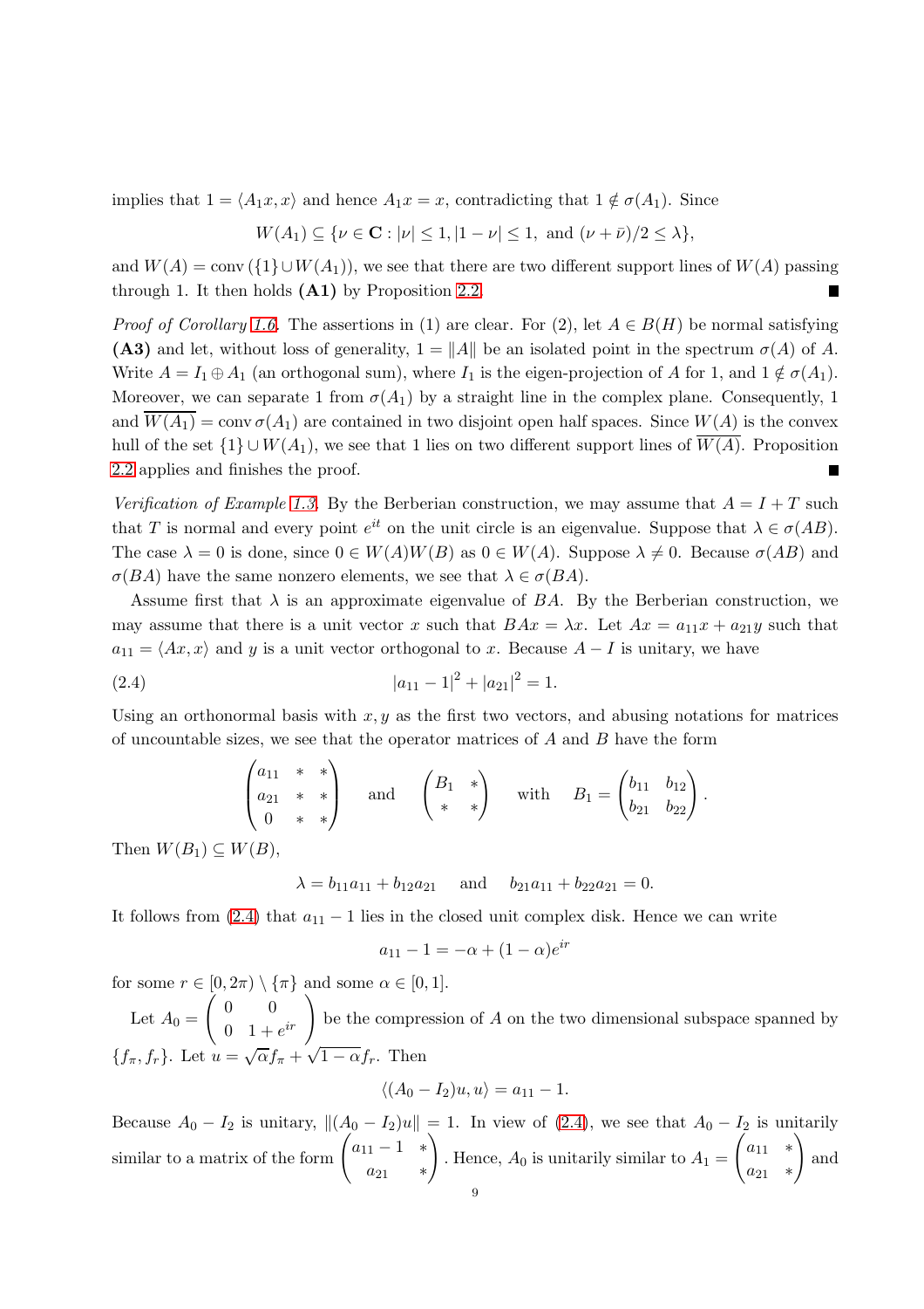implies that $1 = \langle A_1 x, x\rangle$ and hence $A_1 x = x$, contradicting that $1 \notin \sigma(A_1)$. Since

$$W(A_1) \subseteq \{\nu \in \mathbf{C} : |\nu| \leq 1, |1-\nu| \leq 1, \text{ and } (\nu + \bar{\nu})/2 \leq \lambda\},$$

and $W(A) = \operatorname{conv}(\{1\} \cup W(A_1))$, we see that there are two different support lines of $W(A)$ passing through 1. It then holds **(A1)** by Proposition 2.2. ∎

*Proof of Corollary 1.6.* The assertions in (1) are clear. For (2), let $A \in B(H)$ be normal satisfying **(A3)** and let, without loss of generality, $1 = \|A\|$ be an isolated point in the spectrum $\sigma(A)$ of $A$. Write $A = I_1 \oplus A_1$ (an orthogonal sum), where $I_1$ is the eigen-projection of $A$ for 1, and $1 \notin \sigma(A_1)$. Moreover, we can separate 1 from $\sigma(A_1)$ by a straight line in the complex plane. Consequently, 1 and $\overline{W(A_1)} = \operatorname{conv}\sigma(A_1)$ are contained in two disjoint open half spaces. Since $W(A)$ is the convex hull of the set $\{1\} \cup W(A_1)$, we see that 1 lies on two different support lines of $\overline{W(A)}$. Proposition 2.2 applies and finishes the proof. ∎

*Verification of Example 1.3.* By the Berberian construction, we may assume that $A = I + T$ such that $T$ is normal and every point $e^{it}$ on the unit circle is an eigenvalue. Suppose that $\lambda \in \sigma(AB)$. The case $\lambda = 0$ is done, since $0 \in W(A)W(B)$ as $0 \in W(A)$. Suppose $\lambda \neq 0$. Because $\sigma(AB)$ and $\sigma(BA)$ have the same nonzero elements, we see that $\lambda \in \sigma(BA)$.

Assume first that $\lambda$ is an approximate eigenvalue of $BA$. By the Berberian construction, we may assume that there is a unit vector $x$ such that $BAx = \lambda x$. Let $Ax = a_{11}x + a_{21}y$ such that $a_{11} = \langle Ax, x\rangle$ and $y$ is a unit vector orthogonal to $x$. Because $A - I$ is unitary, we have

$$|a_{11} - 1|^2 + |a_{21}|^2 = 1. \tag{2.4}$$

Using an orthonormal basis with $x, y$ as the first two vectors, and abusing notations for matrices of uncountable sizes, we see that the operator matrices of $A$ and $B$ have the form

$$\begin{pmatrix} a_{11} & * & * \\ a_{21} & * & * \\ 0 & * & * \end{pmatrix} \quad \text{and} \quad \begin{pmatrix} B_1 & * \\ * & * \end{pmatrix} \quad \text{with} \quad B_1 = \begin{pmatrix} b_{11} & b_{12} \\ b_{21} & b_{22} \end{pmatrix}.$$

Then $W(B_1) \subseteq W(B)$,

$$\lambda = b_{11}a_{11} + b_{12}a_{21} \quad \text{and} \quad b_{21}a_{11} + b_{22}a_{21} = 0.$$

It follows from (2.4) that $a_{11} - 1$ lies in the closed unit complex disk. Hence we can write

$$a_{11} - 1 = -\alpha + (1-\alpha)e^{ir}$$

for some $r \in [0, 2\pi) \setminus \{\pi\}$ and some $\alpha \in [0, 1]$.

Let $A_0 = \begin{pmatrix} 0 & 0 \\ 0 & 1 + e^{ir} \end{pmatrix}$ be the compression of $A$ on the two dimensional subspace spanned by $\{f_\pi, f_r\}$. Let $u = \sqrt{\alpha} f_\pi + \sqrt{1-\alpha} f_r$. Then

$$\langle (A_0 - I_2)u, u\rangle = a_{11} - 1.$$

Because $A_0 - I_2$ is unitary, $\|(A_0 - I_2)u\| = 1$. In view of (2.4), we see that $A_0 - I_2$ is unitarily similar to a matrix of the form $\begin{pmatrix} a_{11} - 1 & * \\ a_{21} & * \end{pmatrix}$. Hence, $A_0$ is unitarily similar to $A_1 = \begin{pmatrix} a_{11} & * \\ a_{21} & * \end{pmatrix}$ and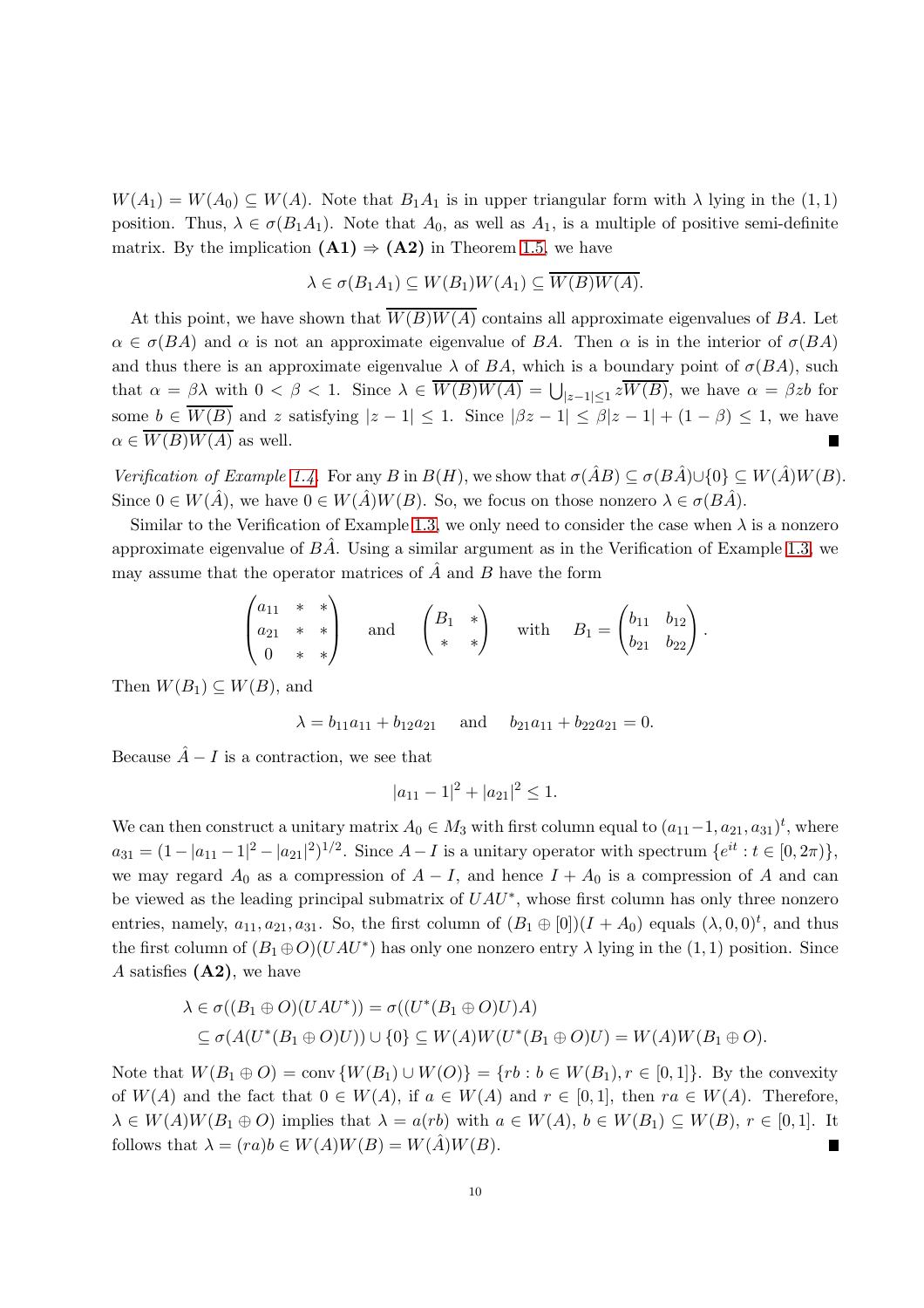$W(A_1) = W(A_0) \subseteq W(A)$. Note that $B_1A_1$ is in upper triangular form with $\lambda$ lying in the $(1,1)$ position. Thus, $\lambda \in \sigma(B_1A_1)$. Note that $A_0$, as well as $A_1$, is a multiple of positive semi-definite matrix. By the implication **(A1)** $\Rightarrow$ **(A2)** in Theorem 1.5, we have

$$\lambda \in \sigma(B_1A_1) \subseteq W(B_1)W(A_1) \subseteq \overline{W(B)W(A)}.$$

At this point, we have shown that $\overline{W(B)W(A)}$ contains all approximate eigenvalues of $BA$. Let $\alpha \in \sigma(BA)$ and $\alpha$ is not an approximate eigenvalue of $BA$. Then $\alpha$ is in the interior of $\sigma(BA)$ and thus there is an approximate eigenvalue $\lambda$ of $BA$, which is a boundary point of $\sigma(BA)$, such that $\alpha = \beta\lambda$ with $0 < \beta < 1$. Since $\lambda \in \overline{W(B)W(A)} = \bigcup_{|z-1|\leq 1} z\overline{W(B)}$, we have $\alpha = \beta z b$ for some $b \in \overline{W(B)}$ and $z$ satisfying $|z-1| \leq 1$. Since $|\beta z - 1| \leq \beta|z-1| + (1-\beta) \leq 1$, we have $\alpha \in \overline{W(B)W(A)}$ as well. ■

*Verification of Example 1.4.* For any $B$ in $B(H)$, we show that $\sigma(\hat{A}B) \subseteq \sigma(B\hat{A}) \cup \{0\} \subseteq W(\hat{A})W(B)$. Since $0 \in W(\hat{A})$, we have $0 \in W(\hat{A})W(B)$. So, we focus on those nonzero $\lambda \in \sigma(B\hat{A})$.

Similar to the Verification of Example 1.3, we only need to consider the case when $\lambda$ is a nonzero approximate eigenvalue of $B\hat{A}$. Using a similar argument as in the Verification of Example 1.3, we may assume that the operator matrices of $\hat{A}$ and $B$ have the form

$$\begin{pmatrix} a_{11} & * & * \\ a_{21} & * & * \\ 0 & * & * \end{pmatrix} \quad \text{and} \quad \begin{pmatrix} B_1 & * \\ * & * \end{pmatrix} \quad \text{with} \quad B_1 = \begin{pmatrix} b_{11} & b_{12} \\ b_{21} & b_{22} \end{pmatrix}.$$

Then $W(B_1) \subseteq W(B)$, and

$$\lambda = b_{11}a_{11} + b_{12}a_{21} \quad \text{and} \quad b_{21}a_{11} + b_{22}a_{21} = 0.$$

Because $\hat{A} - I$ is a contraction, we see that

$$|a_{11} - 1|^2 + |a_{21}|^2 \leq 1.$$

We can then construct a unitary matrix $A_0 \in M_3$ with first column equal to $(a_{11}-1, a_{21}, a_{31})^t$, where $a_{31} = (1 - |a_{11}-1|^2 - |a_{21}|^2)^{1/2}$. Since $A - I$ is a unitary operator with spectrum $\{e^{it} : t \in [0, 2\pi)\}$, we may regard $A_0$ as a compression of $A - I$, and hence $I + A_0$ is a compression of $A$ and can be viewed as the leading principal submatrix of $UAU^*$, whose first column has only three nonzero entries, namely, $a_{11}, a_{21}, a_{31}$. So, the first column of $(B_1 \oplus [0])(I + A_0)$ equals $(\lambda, 0, 0)^t$, and thus the first column of $(B_1 \oplus O)(UAU^*)$ has only one nonzero entry $\lambda$ lying in the $(1,1)$ position. Since $A$ satisfies **(A2)**, we have

$$\begin{aligned}\lambda \in \sigma((B_1 \oplus O)(UAU^*)) &= \sigma((U^*(B_1 \oplus O)U)A) \\ &\subseteq \sigma(A(U^*(B_1 \oplus O)U)) \cup \{0\} \subseteq W(A)W(U^*(B_1 \oplus O)U) = W(A)W(B_1 \oplus O).\end{aligned}$$

Note that $W(B_1 \oplus O) = \text{conv}\,\{W(B_1) \cup W(O)\} = \{rb : b \in W(B_1), r \in [0,1]\}$. By the convexity of $W(A)$ and the fact that $0 \in W(A)$, if $a \in W(A)$ and $r \in [0,1]$, then $ra \in W(A)$. Therefore, $\lambda \in W(A)W(B_1 \oplus O)$ implies that $\lambda = a(rb)$ with $a \in W(A)$, $b \in W(B_1) \subseteq W(B)$, $r \in [0,1]$. It follows that $\lambda = (ra)b \in W(A)W(B) = W(\hat{A})W(B)$. ■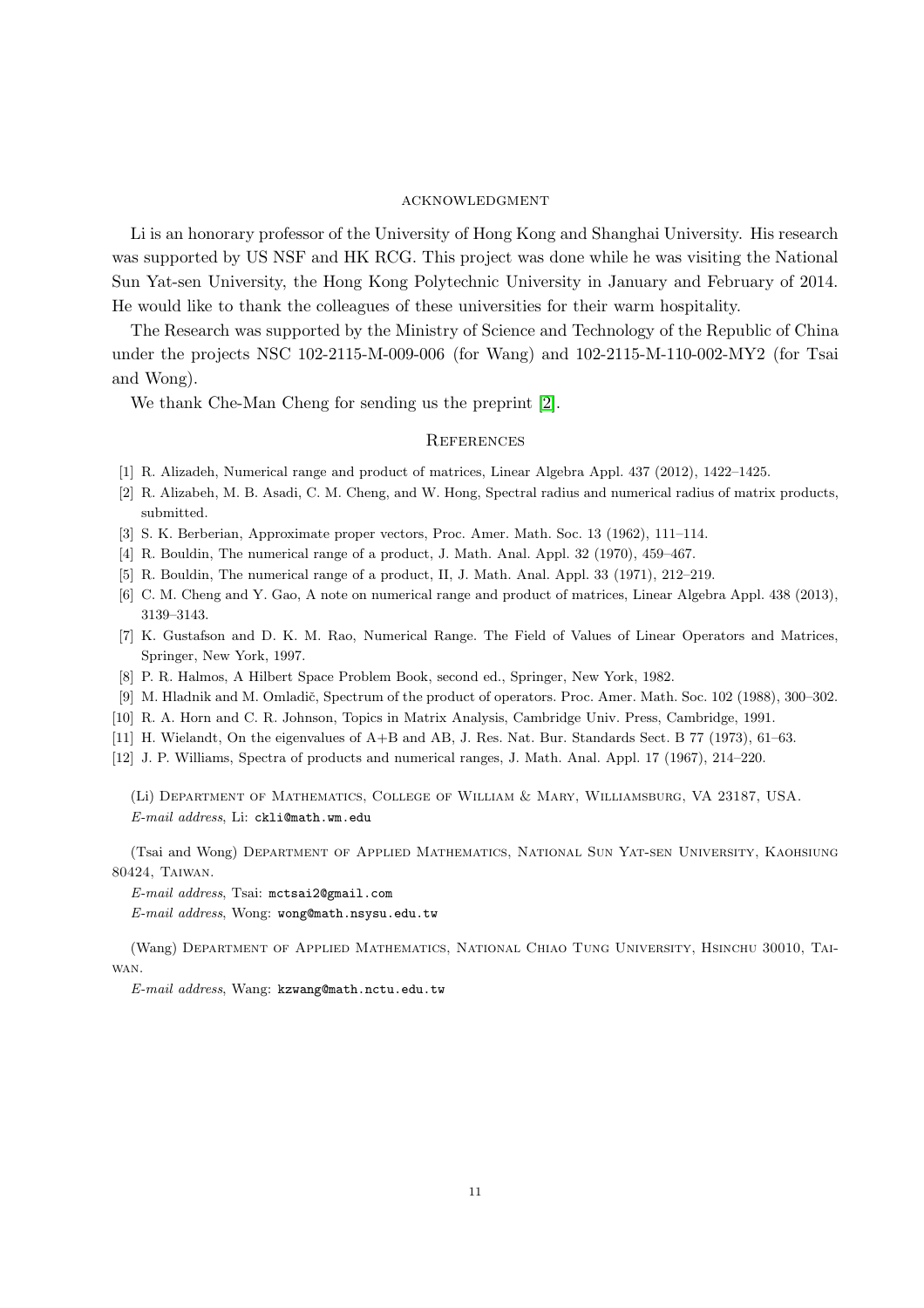## Acknowledgment

Li is an honorary professor of the University of Hong Kong and Shanghai University. His research was supported by US NSF and HK RCG. This project was done while he was visiting the National Sun Yat-sen University, the Hong Kong Polytechnic University in January and February of 2014. He would like to thank the colleagues of these universities for their warm hospitality.

The Research was supported by the Ministry of Science and Technology of the Republic of China under the projects NSC 102-2115-M-009-006 (for Wang) and 102-2115-M-110-002-MY2 (for Tsai and Wong).

We thank Che-Man Cheng for sending us the preprint [2].

## References

[1] R. Alizadeh, Numerical range and product of matrices, Linear Algebra Appl. 437 (2012), 1422–1425.

[2] R. Alizabeh, M. B. Asadi, C. M. Cheng, and W. Hong, Spectral radius and numerical radius of matrix products, submitted.

[3] S. K. Berberian, Approximate proper vectors, Proc. Amer. Math. Soc. 13 (1962), 111–114.

[4] R. Bouldin, The numerical range of a product, J. Math. Anal. Appl. 32 (1970), 459–467.

[5] R. Bouldin, The numerical range of a product, II, J. Math. Anal. Appl. 33 (1971), 212–219.

[6] C. M. Cheng and Y. Gao, A note on numerical range and product of matrices, Linear Algebra Appl. 438 (2013), 3139–3143.

[7] K. Gustafson and D. K. M. Rao, Numerical Range. The Field of Values of Linear Operators and Matrices, Springer, New York, 1997.

[8] P. R. Halmos, A Hilbert Space Problem Book, second ed., Springer, New York, 1982.

[9] M. Hladnik and M. Omladič, Spectrum of the product of operators. Proc. Amer. Math. Soc. 102 (1988), 300–302.

[10] R. A. Horn and C. R. Johnson, Topics in Matrix Analysis, Cambridge Univ. Press, Cambridge, 1991.

[11] H. Wielandt, On the eigenvalues of A+B and AB, J. Res. Nat. Bur. Standards Sect. B 77 (1973), 61–63.

[12] J. P. Williams, Spectra of products and numerical ranges, J. Math. Anal. Appl. 17 (1967), 214–220.

(Li) Department of Mathematics, College of William & Mary, Williamsburg, VA 23187, USA.
*E-mail address*, Li: `ckli@math.wm.edu`

(Tsai and Wong) Department of Applied Mathematics, National Sun Yat-sen University, Kaohsiung 80424, Taiwan.
*E-mail address*, Tsai: `mctsai2@gmail.com`
*E-mail address*, Wong: `wong@math.nsysu.edu.tw`

(Wang) Department of Applied Mathematics, National Chiao Tung University, Hsinchu 30010, Taiwan.
*E-mail address*, Wang: `kzwang@math.nctu.edu.tw`